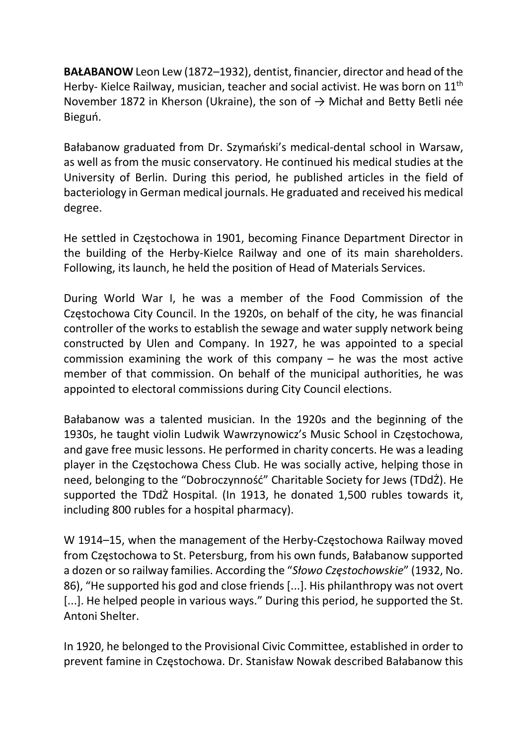**BAŁABANOW** Leon Lew (1872–1932), dentist, financier, director and head of the Herby- Kielce Railway, musician, teacher and social activist. He was born on 11th November 1872 in Kherson (Ukraine), the son of → Michał and Betty Betli née Bieguń.

Bałabanow graduated from Dr. Szymański's medical-dental school in Warsaw, as well as from the music conservatory. He continued his medical studies at the University of Berlin. During this period, he published articles in the field of bacteriology in German medical journals. He graduated and received his medical degree.

He settled in Częstochowa in 1901, becoming Finance Department Director in the building of the Herby-Kielce Railway and one of its main shareholders. Following, its launch, he held the position of Head of Materials Services.

During World War I, he was a member of the Food Commission of the Częstochowa City Council. In the 1920s, on behalf of the city, he was financial controller of the works to establish the sewage and water supply network being constructed by Ulen and Company. In 1927, he was appointed to a special commission examining the work of this company – he was the most active member of that commission. On behalf of the municipal authorities, he was appointed to electoral commissions during City Council elections.

Bałabanow was a talented musician. In the 1920s and the beginning of the 1930s, he taught violin Ludwik Wawrzynowicz's Music School in Częstochowa, and gave free music lessons. He performed in charity concerts. He was a leading player in the Częstochowa Chess Club. He was socially active, helping those in need, belonging to the "Dobroczynność" Charitable Society for Jews (TDdŻ). He supported the TDdŻ Hospital. (In 1913, he donated 1,500 rubles towards it, including 800 rubles for a hospital pharmacy).

W 1914–15, when the management of the Herby-Częstochowa Railway moved from Częstochowa to St. Petersburg, from his own funds, Bałabanow supported a dozen or so railway families. According the "*Słowo Częstochowskie*" (1932, No. 86), "He supported his god and close friends [...]. His philanthropy was not overt [...]. He helped people in various ways." During this period, he supported the St. Antoni Shelter.

In 1920, he belonged to the Provisional Civic Committee, established in order to prevent famine in Częstochowa. Dr. Stanisław Nowak described Bałabanow this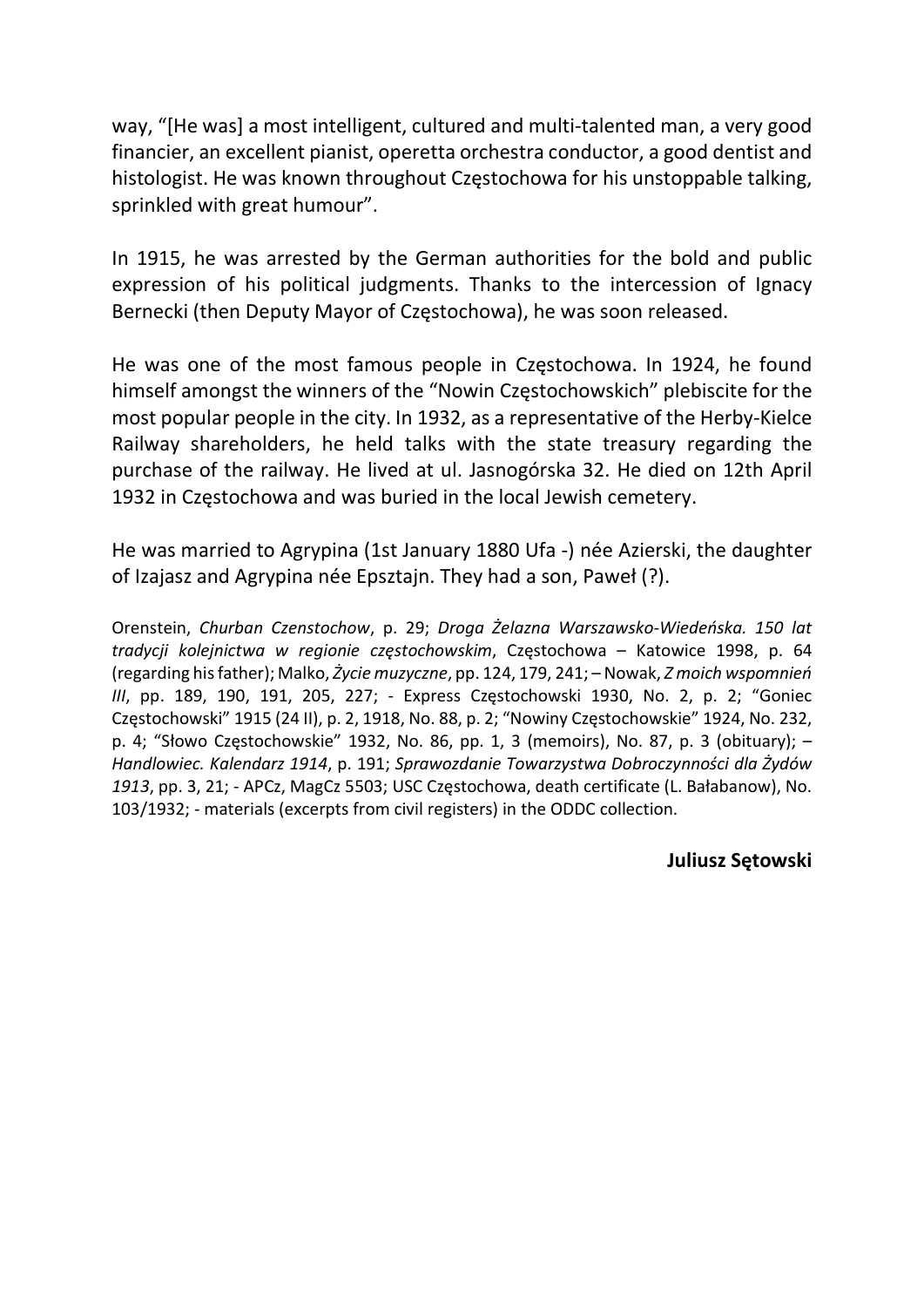way, "[He was] a most intelligent, cultured and multi-talented man, a very good financier, an excellent pianist, operetta orchestra conductor, a good dentist and histologist. He was known throughout Częstochowa for his unstoppable talking, sprinkled with great humour".

In 1915, he was arrested by the German authorities for the bold and public expression of his political judgments. Thanks to the intercession of Ignacy Bernecki (then Deputy Mayor of Częstochowa), he was soon released.

He was one of the most famous people in Częstochowa. In 1924, he found himself amongst the winners of the "Nowin Częstochowskich" plebiscite for the most popular people in the city. In 1932, as a representative of the Herby-Kielce Railway shareholders, he held talks with the state treasury regarding the purchase of the railway. He lived at ul. Jasnogórska 32. He died on 12th April 1932 in Częstochowa and was buried in the local Jewish cemetery.

He was married to Agrypina (1st January 1880 Ufa -) née Azierski, the daughter of Izajasz and Agrypina née Epsztajn. They had a son, Paweł (?).

Orenstein, *Churban Czenstochow*, p. 29; *Droga Żelazna Warszawsko-Wiedeńska. 150 lat tradycji kolejnictwa w regionie częstochowskim*, Częstochowa – Katowice 1998, p. 64 (regarding his father); Malko, *Życie muzyczne*, pp. 124, 179, 241; – Nowak, *Z moich wspomnień III*, pp. 189, 190, 191, 205, 227; - Express Częstochowski 1930, No. 2, p. 2; "Goniec Częstochowski" 1915 (24 II), p. 2, 1918, No. 88, p. 2; "Nowiny Częstochowskie" 1924, No. 232, p. 4; "Słowo Częstochowskie" 1932, No. 86, pp. 1, 3 (memoirs), No. 87, p. 3 (obituary); – *Handlowiec. Kalendarz 1914*, p. 191; *Sprawozdanie Towarzystwa Dobroczynności dla Żydów 1913*, pp. 3, 21; - APCz, MagCz 5503; USC Częstochowa, death certificate (L. Bałabanow), No. 103/1932; - materials (excerpts from civil registers) in the ODDC collection.

**Juliusz Sętowski**